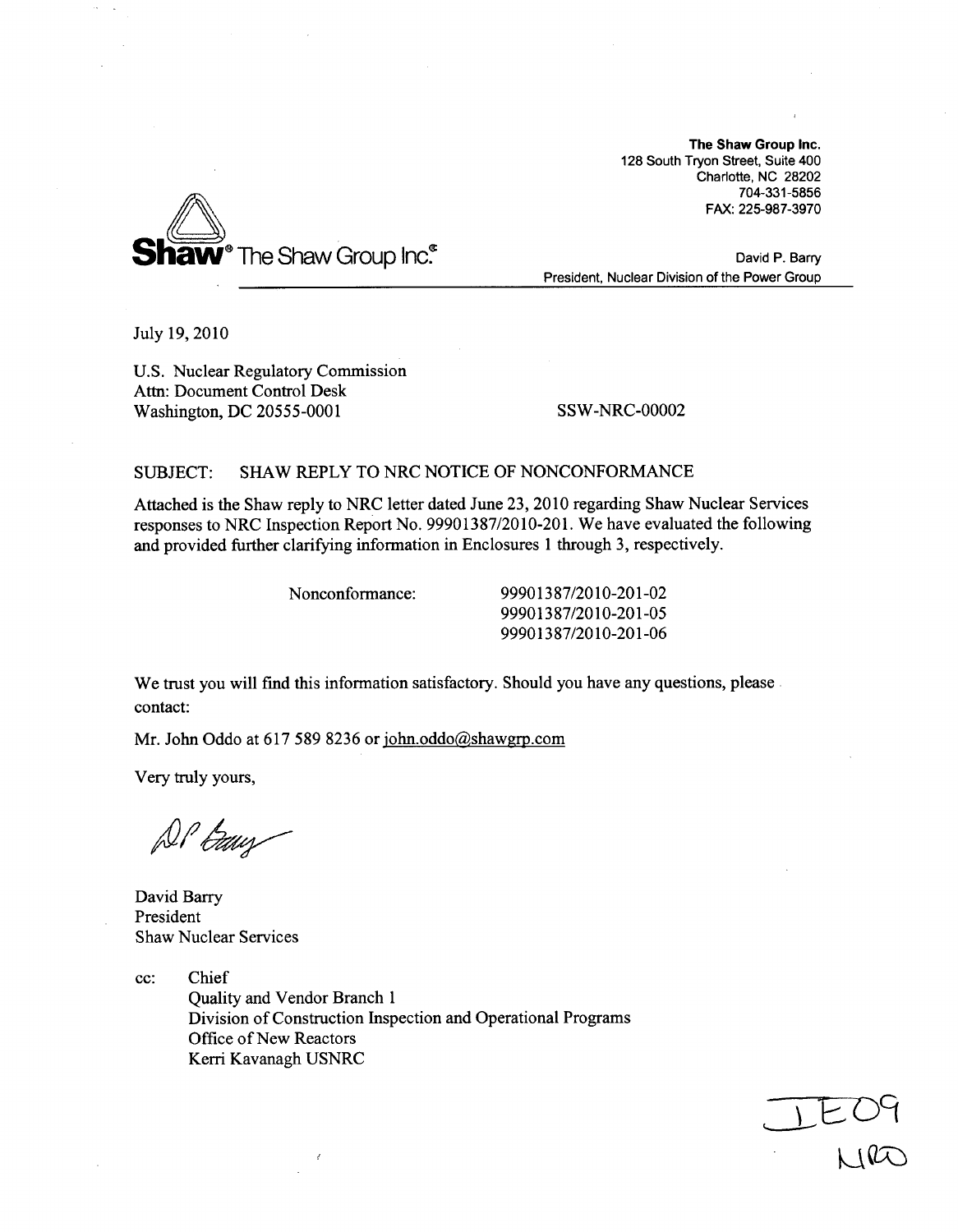**The Shaw Group Inc.**
128 South Tryon Street, Suite 400
Charlotte, NC 28202
704-331-5856
FAX: 225-987-3970

**Shaw**® The Shaw Group Inc.®

David P. Barry
President, Nuclear Division of the Power Group

---

July 19, 2010

U.S. Nuclear Regulatory Commission
Attn: Document Control Desk
Washington, DC 20555-0001

SSW-NRC-00002

SUBJECT: SHAW REPLY TO NRC NOTICE OF NONCONFORMANCE

Attached is the Shaw reply to NRC letter dated June 23, 2010 regarding Shaw Nuclear Services responses to NRC Inspection Report No. 99901387/2010-201. We have evaluated the following and provided further clarifying information in Enclosures 1 through 3, respectively.

Nonconformance:
99901387/2010-201-02
99901387/2010-201-05
99901387/2010-201-06

We trust you will find this information satisfactory. Should you have any questions, please contact:

Mr. John Oddo at 617 589 8236 or john.oddo@shawgrp.com

Very truly yours,

DP Barry

David Barry
President
Shaw Nuclear Services

cc: Chief
Quality and Vendor Branch 1
Division of Construction Inspection and Operational Programs
Office of New Reactors
Kerri Kavanagh USNRC

IE09
NRO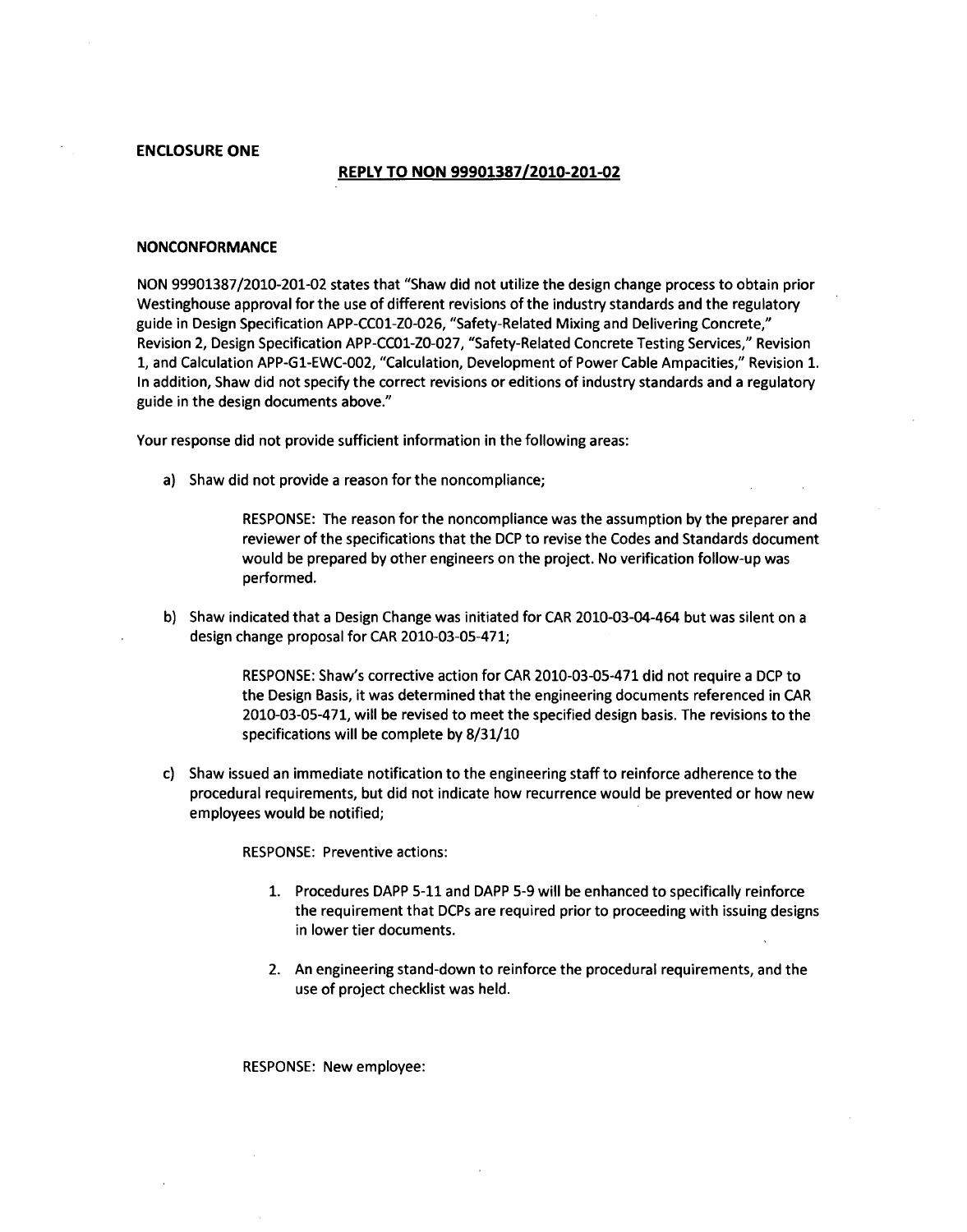**ENCLOSURE ONE**

**REPLY TO NON 99901387/2010-201-02**

**NONCONFORMANCE**

NON 99901387/2010-201-02 states that "Shaw did not utilize the design change process to obtain prior Westinghouse approval for the use of different revisions of the industry standards and the regulatory guide in Design Specification APP-CC01-Z0-026, "Safety-Related Mixing and Delivering Concrete," Revision 2, Design Specification APP-CC01-Z0-027, "Safety-Related Concrete Testing Services," Revision 1, and Calculation APP-G1-EWC-002, "Calculation, Development of Power Cable Ampacities," Revision 1. In addition, Shaw did not specify the correct revisions or editions of industry standards and a regulatory guide in the design documents above."

Your response did not provide sufficient information in the following areas:

a) Shaw did not provide a reason for the noncompliance;

   RESPONSE: The reason for the noncompliance was the assumption by the preparer and reviewer of the specifications that the DCP to revise the Codes and Standards document would be prepared by other engineers on the project. No verification follow-up was performed.

b) Shaw indicated that a Design Change was initiated for CAR 2010-03-04-464 but was silent on a design change proposal for CAR 2010-03-05-471;

   RESPONSE: Shaw's corrective action for CAR 2010-03-05-471 did not require a DCP to the Design Basis, it was determined that the engineering documents referenced in CAR 2010-03-05-471, will be revised to meet the specified design basis. The revisions to the specifications will be complete by 8/31/10

c) Shaw issued an immediate notification to the engineering staff to reinforce adherence to the procedural requirements, but did not indicate how recurrence would be prevented or how new employees would be notified;

   RESPONSE: Preventive actions:

   1. Procedures DAPP 5-11 and DAPP 5-9 will be enhanced to specifically reinforce the requirement that DCPs are required prior to proceeding with issuing designs in lower tier documents.

   2. An engineering stand-down to reinforce the procedural requirements, and the use of project checklist was held.

   RESPONSE: New employee: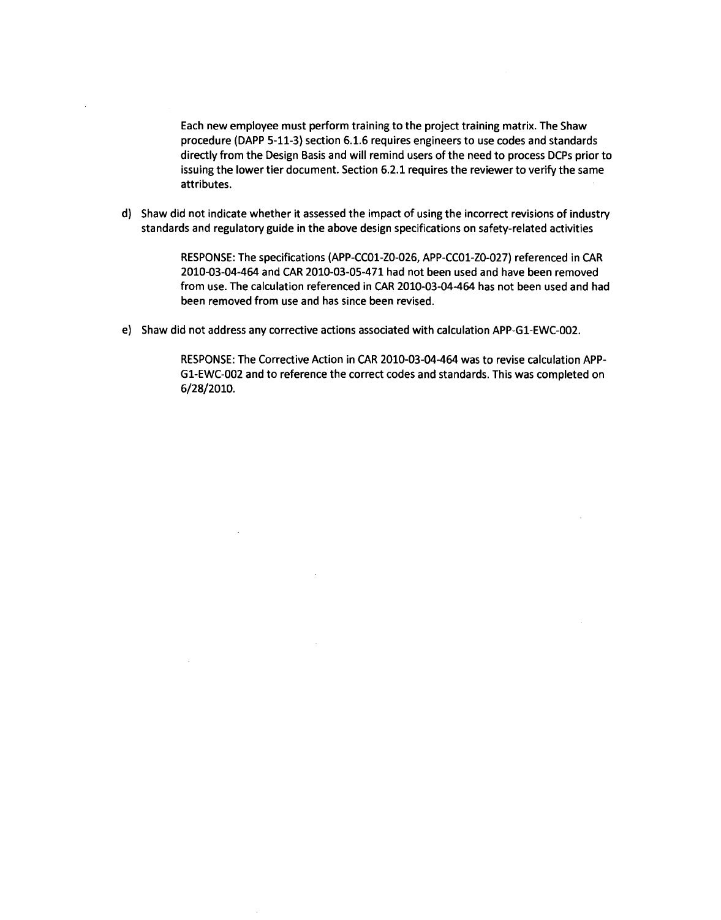Each new employee must perform training to the project training matrix. The Shaw procedure (DAPP 5-11-3) section 6.1.6 requires engineers to use codes and standards directly from the Design Basis and will remind users of the need to process DCPs prior to issuing the lower tier document. Section 6.2.1 requires the reviewer to verify the same attributes.

d) Shaw did not indicate whether it assessed the impact of using the incorrect revisions of industry standards and regulatory guide in the above design specifications on safety-related activities

RESPONSE: The specifications (APP-CC01-Z0-026, APP-CC01-Z0-027) referenced in CAR 2010-03-04-464 and CAR 2010-03-05-471 had not been used and have been removed from use. The calculation referenced in CAR 2010-03-04-464 has not been used and had been removed from use and has since been revised.

e) Shaw did not address any corrective actions associated with calculation APP-G1-EWC-002.

RESPONSE: The Corrective Action in CAR 2010-03-04-464 was to revise calculation APP-G1-EWC-002 and to reference the correct codes and standards. This was completed on 6/28/2010.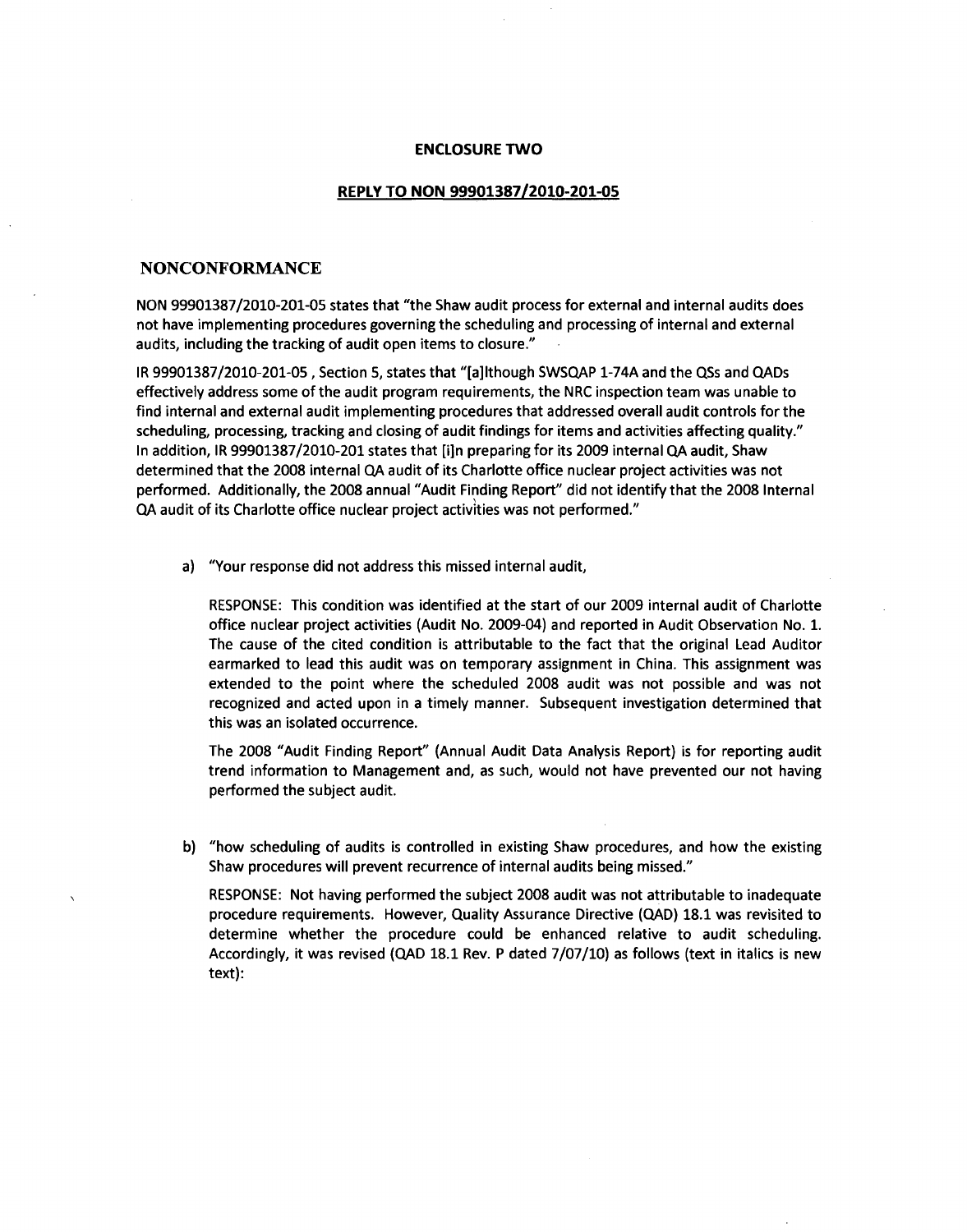**ENCLOSURE TWO**

**REPLY TO NON 99901387/2010-201-05**

## NONCONFORMANCE

NON 99901387/2010-201-05 states that "the Shaw audit process for external and internal audits does not have implementing procedures governing the scheduling and processing of internal and external audits, including the tracking of audit open items to closure."

IR 99901387/2010-201-05 , Section 5, states that "[a]lthough SWSQAP 1-74A and the QSs and QADs effectively address some of the audit program requirements, the NRC inspection team was unable to find internal and external audit implementing procedures that addressed overall audit controls for the scheduling, processing, tracking and closing of audit findings for items and activities affecting quality." In addition, IR 99901387/2010-201 states that [i]n preparing for its 2009 internal QA audit, Shaw determined that the 2008 internal QA audit of its Charlotte office nuclear project activities was not performed. Additionally, the 2008 annual "Audit Finding Report" did not identify that the 2008 Internal QA audit of its Charlotte office nuclear project activities was not performed."

a) "Your response did not address this missed internal audit,

   RESPONSE: This condition was identified at the start of our 2009 internal audit of Charlotte office nuclear project activities (Audit No. 2009-04) and reported in Audit Observation No. 1. The cause of the cited condition is attributable to the fact that the original Lead Auditor earmarked to lead this audit was on temporary assignment in China. This assignment was extended to the point where the scheduled 2008 audit was not possible and was not recognized and acted upon in a timely manner. Subsequent investigation determined that this was an isolated occurrence.

   The 2008 "Audit Finding Report" (Annual Audit Data Analysis Report) is for reporting audit trend information to Management and, as such, would not have prevented our not having performed the subject audit.

b) "how scheduling of audits is controlled in existing Shaw procedures, and how the existing Shaw procedures will prevent recurrence of internal audits being missed."

   RESPONSE: Not having performed the subject 2008 audit was not attributable to inadequate procedure requirements. However, Quality Assurance Directive (QAD) 18.1 was revisited to determine whether the procedure could be enhanced relative to audit scheduling. Accordingly, it was revised (QAD 18.1 Rev. P dated 7/07/10) as follows (text in italics is new text):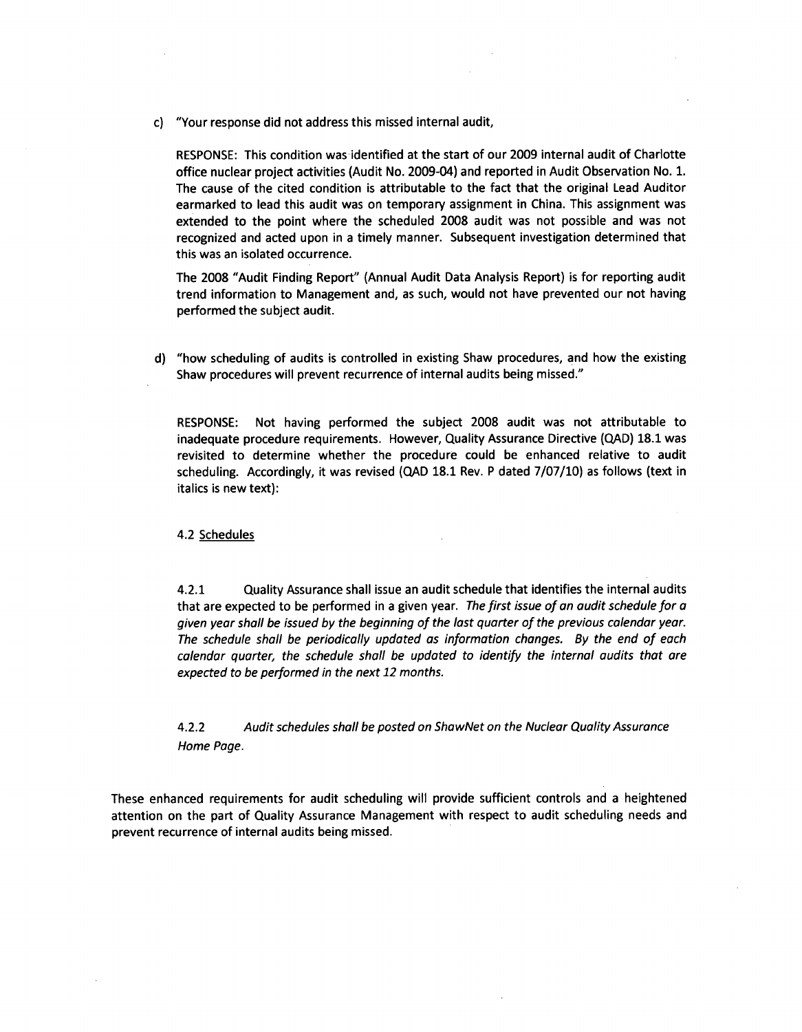c) "Your response did not address this missed internal audit,

   RESPONSE: This condition was identified at the start of our 2009 internal audit of Charlotte office nuclear project activities (Audit No. 2009-04) and reported in Audit Observation No. 1. The cause of the cited condition is attributable to the fact that the original Lead Auditor earmarked to lead this audit was on temporary assignment in China. This assignment was extended to the point where the scheduled 2008 audit was not possible and was not recognized and acted upon in a timely manner. Subsequent investigation determined that this was an isolated occurrence.

   The 2008 "Audit Finding Report" (Annual Audit Data Analysis Report) is for reporting audit trend information to Management and, as such, would not have prevented our not having performed the subject audit.

d) "how scheduling of audits is controlled in existing Shaw procedures, and how the existing Shaw procedures will prevent recurrence of internal audits being missed."

   RESPONSE: Not having performed the subject 2008 audit was not attributable to inadequate procedure requirements. However, Quality Assurance Directive (QAD) 18.1 was revisited to determine whether the procedure could be enhanced relative to audit scheduling. Accordingly, it was revised (QAD 18.1 Rev. P dated 7/07/10) as follows (text in italics is new text):

   4.2 Schedules

   4.2.1 Quality Assurance shall issue an audit schedule that identifies the internal audits that are expected to be performed in a given year. *The first issue of an audit schedule for a given year shall be issued by the beginning of the last quarter of the previous calendar year. The schedule shall be periodically updated as information changes. By the end of each calendar quarter, the schedule shall be updated to identify the internal audits that are expected to be performed in the next 12 months.*

   4.2.2 *Audit schedules shall be posted on ShawNet on the Nuclear Quality Assurance Home Page.*

These enhanced requirements for audit scheduling will provide sufficient controls and a heightened attention on the part of Quality Assurance Management with respect to audit scheduling needs and prevent recurrence of internal audits being missed.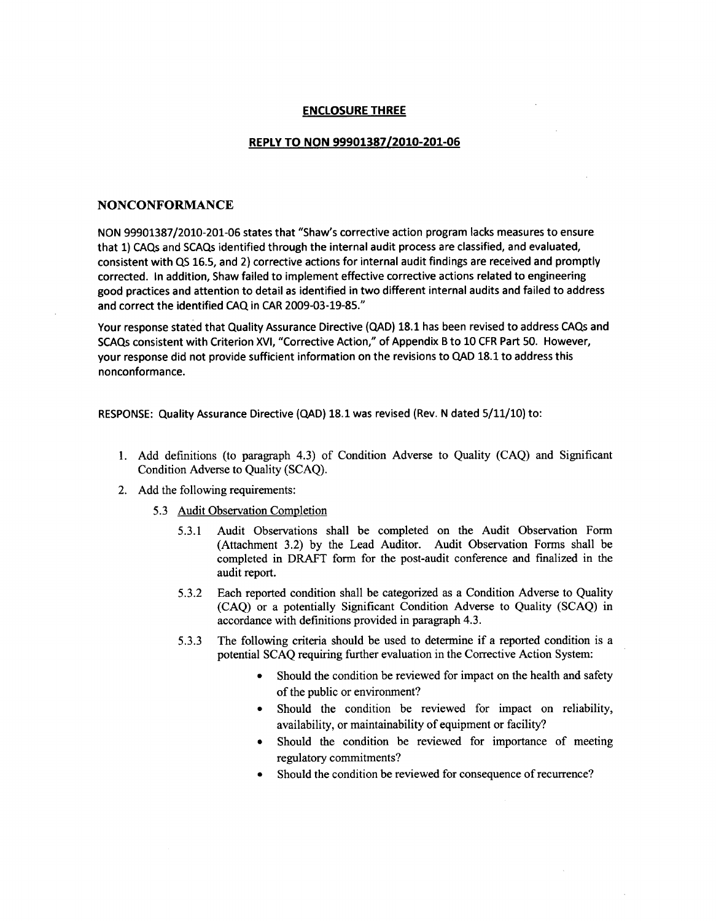## ENCLOSURE THREE

## REPLY TO NON 99901387/2010-201-06

### NONCONFORMANCE

NON 99901387/2010-201-06 states that "Shaw's corrective action program lacks measures to ensure that 1) CAQs and SCAQs identified through the internal audit process are classified, and evaluated, consistent with QS 16.5, and 2) corrective actions for internal audit findings are received and promptly corrected. In addition, Shaw failed to implement effective corrective actions related to engineering good practices and attention to detail as identified in two different internal audits and failed to address and correct the identified CAQ in CAR 2009-03-19-85."

Your response stated that Quality Assurance Directive (QAD) 18.1 has been revised to address CAQs and SCAQs consistent with Criterion XVI, "Corrective Action," of Appendix B to 10 CFR Part 50. However, your response did not provide sufficient information on the revisions to QAD 18.1 to address this nonconformance.

RESPONSE: Quality Assurance Directive (QAD) 18.1 was revised (Rev. N dated 5/11/10) to:

1. Add definitions (to paragraph 4.3) of Condition Adverse to Quality (CAQ) and Significant Condition Adverse to Quality (SCAQ).
2. Add the following requirements:

   5.3 Audit Observation Completion

   5.3.1 Audit Observations shall be completed on the Audit Observation Form (Attachment 3.2) by the Lead Auditor. Audit Observation Forms shall be completed in DRAFT form for the post-audit conference and finalized in the audit report.

   5.3.2 Each reported condition shall be categorized as a Condition Adverse to Quality (CAQ) or a potentially Significant Condition Adverse to Quality (SCAQ) in accordance with definitions provided in paragraph 4.3.

   5.3.3 The following criteria should be used to determine if a reported condition is a potential SCAQ requiring further evaluation in the Corrective Action System:

   - Should the condition be reviewed for impact on the health and safety of the public or environment?
   - Should the condition be reviewed for impact on reliability, availability, or maintainability of equipment or facility?
   - Should the condition be reviewed for importance of meeting regulatory commitments?
   - Should the condition be reviewed for consequence of recurrence?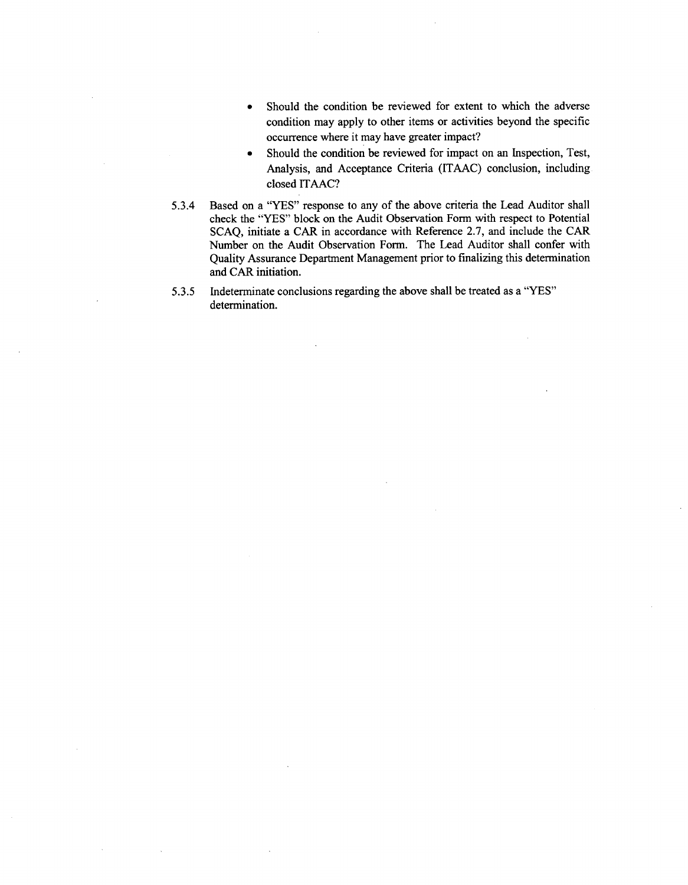- Should the condition be reviewed for extent to which the adverse condition may apply to other items or activities beyond the specific occurrence where it may have greater impact?
- Should the condition be reviewed for impact on an Inspection, Test, Analysis, and Acceptance Criteria (ITAAC) conclusion, including closed ITAAC?

5.3.4 Based on a "YES" response to any of the above criteria the Lead Auditor shall check the "YES" block on the Audit Observation Form with respect to Potential SCAQ, initiate a CAR in accordance with Reference 2.7, and include the CAR Number on the Audit Observation Form. The Lead Auditor shall confer with Quality Assurance Department Management prior to finalizing this determination and CAR initiation.

5.3.5 Indeterminate conclusions regarding the above shall be treated as a "YES" determination.